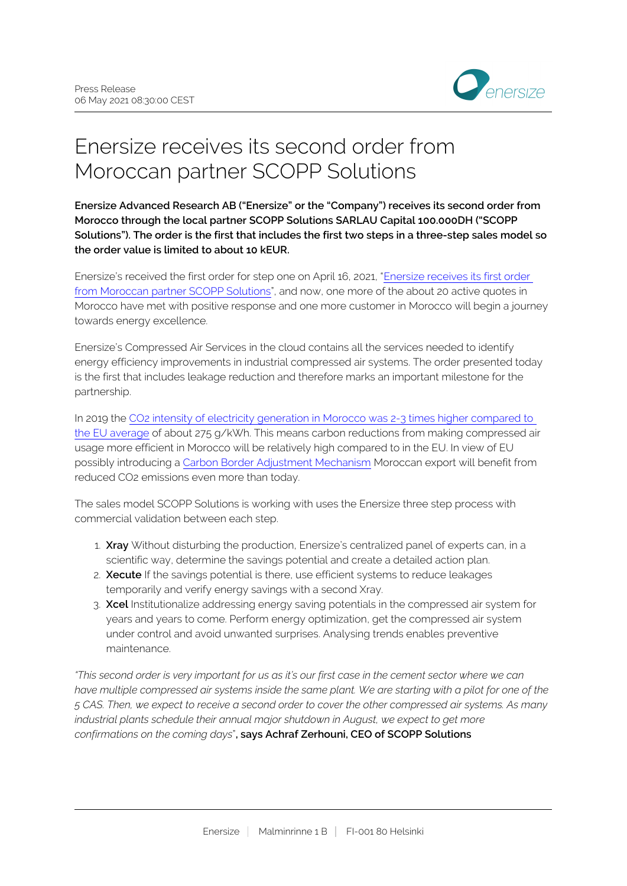Press Release
06 May 2021 08:30:00 CEST

# Enersize receives its second order from Moroccan partner SCOPP Solutions

**Enersize Advanced Research AB ("Enersize" or the "Company") receives its second order from Morocco through the local partner SCOPP Solutions SARLAU Capital 100.000DH ("SCOPP Solutions"). The order is the first that includes the first two steps in a three-step sales model so the order value is limited to about 10 kEUR.**

Enersize's received the first order for step one on April 16, 2021, "Enersize receives its first order from Moroccan partner SCOPP Solutions", and now, one more of the about 20 active quotes in Morocco have met with positive response and one more customer in Morocco will begin a journey towards energy excellence.

Enersize's Compressed Air Services in the cloud contains all the services needed to identify energy efficiency improvements in industrial compressed air systems. The order presented today is the first that includes leakage reduction and therefore marks an important milestone for the partnership.

In 2019 the $CO_2$ intensity of electricity generation in Morocco was 2-3 times higher compared to the EU average of about 275 g/kWh. This means carbon reductions from making compressed air usage more efficient in Morocco will be relatively high compared to in the EU. In view of EU possibly introducing a Carbon Border Adjustment Mechanism Moroccan export will benefit from reduced $CO_2$ emissions even more than today.

The sales model SCOPP Solutions is working with uses the Enersize three step process with commercial validation between each step.

1. **Xray** Without disturbing the production, Enersize's centralized panel of experts can, in a scientific way, determine the savings potential and create a detailed action plan.
2. **Xecute** If the savings potential is there, use efficient systems to reduce leakages temporarily and verify energy savings with a second Xray.
3. **Xcel** Institutionalize addressing energy saving potentials in the compressed air system for years and years to come. Perform energy optimization, get the compressed air system under control and avoid unwanted surprises. Analysing trends enables preventive maintenance.

*"This second order is very important for us as it's our first case in the cement sector where we can have multiple compressed air systems inside the same plant. We are starting with a pilot for one of the 5 CAS. Then, we expect to receive a second order to cover the other compressed air systems. As many industrial plants schedule their annual major shutdown in August, we expect to get more confirmations on the coming days"*, **says Achraf Zerhouni, CEO of SCOPP Solutions**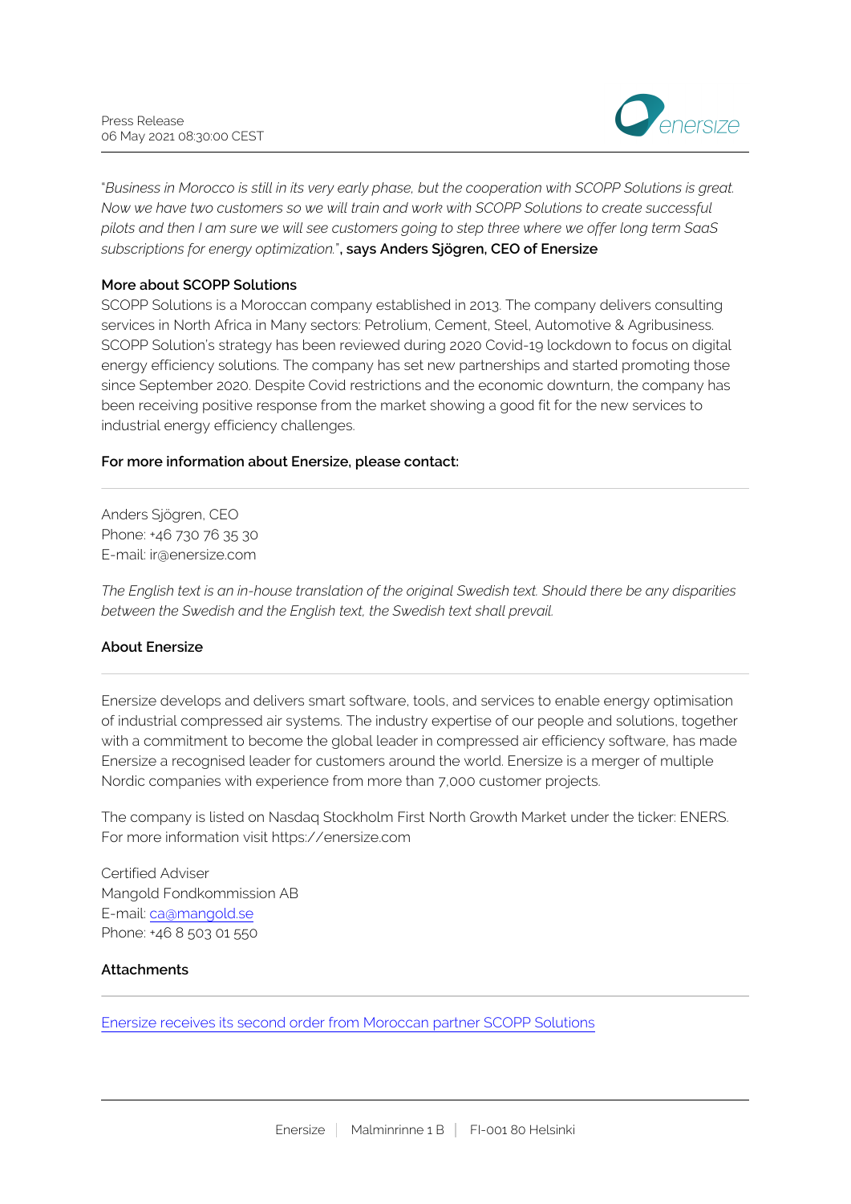"*Business in Morocco is still in its very early phase, but the cooperation with SCOPP Solutions is great. Now we have two customers so we will train and work with SCOPP Solutions to create successful pilots and then I am sure we will see customers going to step three where we offer long term SaaS subscriptions for energy optimization.*", **says Anders Sjögren, CEO of Enersize**

**More about SCOPP Solutions**

SCOPP Solutions is a Moroccan company established in 2013. The company delivers consulting services in North Africa in Many sectors: Petrolium, Cement, Steel, Automotive & Agribusiness. SCOPP Solution's strategy has been reviewed during 2020 Covid-19 lockdown to focus on digital energy efficiency solutions. The company has set new partnerships and started promoting those since September 2020. Despite Covid restrictions and the economic downturn, the company has been receiving positive response from the market showing a good fit for the new services to industrial energy efficiency challenges.

**For more information about Enersize, please contact:**

---

Anders Sjögren, CEO
Phone: +46 730 76 35 30
E-mail: ir@enersize.com

*The English text is an in-house translation of the original Swedish text. Should there be any disparities between the Swedish and the English text, the Swedish text shall prevail.*

## About Enersize

---

Enersize develops and delivers smart software, tools, and services to enable energy optimisation of industrial compressed air systems. The industry expertise of our people and solutions, together with a commitment to become the global leader in compressed air efficiency software, has made Enersize a recognised leader for customers around the world. Enersize is a merger of multiple Nordic companies with experience from more than 7,000 customer projects.

The company is listed on Nasdaq Stockholm First North Growth Market under the ticker: ENERS. For more information visit https://enersize.com

Certified Adviser
Mangold Fondkommission AB
E-mail: ca@mangold.se
Phone: +46 8 503 01 550

## Attachments

---

Enersize receives its second order from Moroccan partner SCOPP Solutions